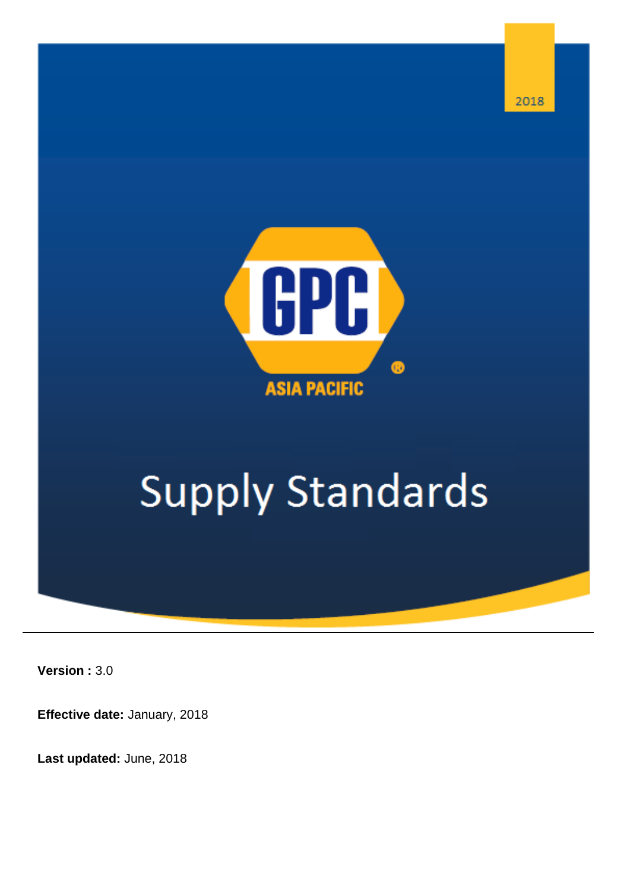2018

GPC

ASIA PACIFIC

# Supply Standards

**Version :** 3.0

**Effective date:** January, 2018

**Last updated:** June, 2018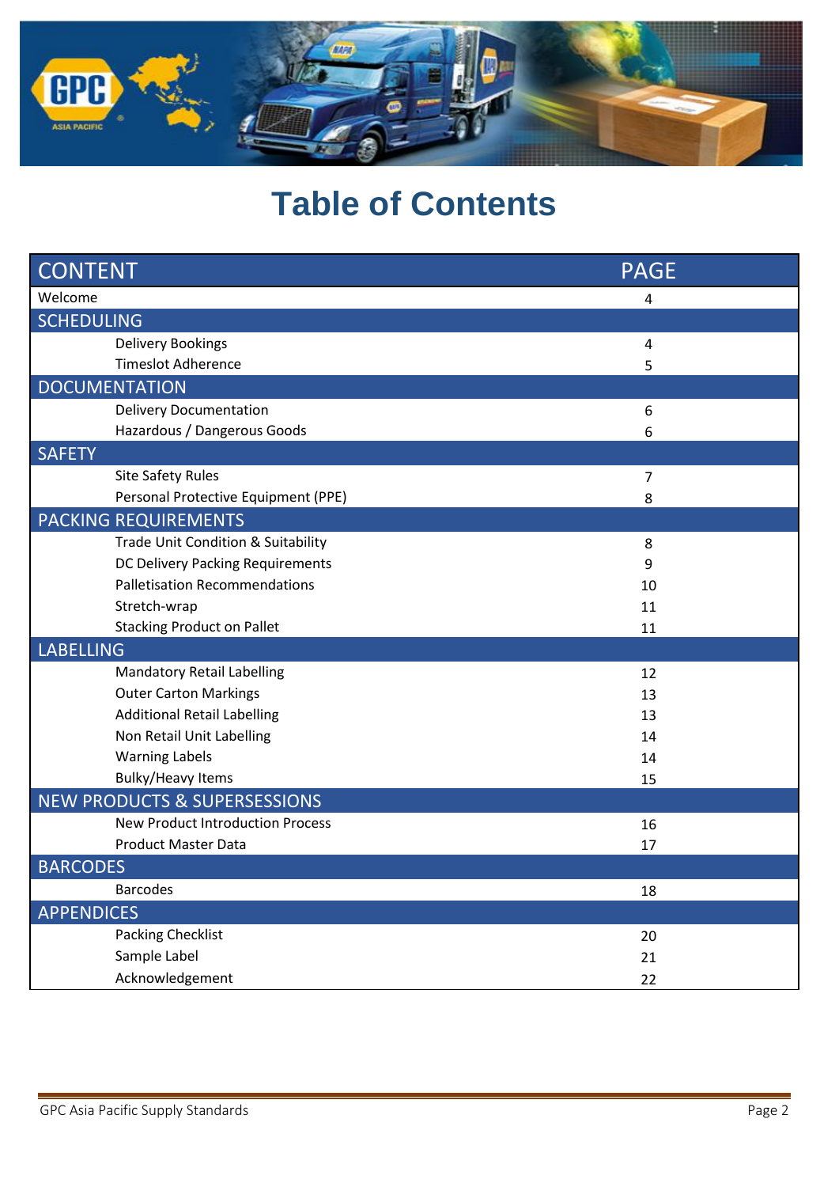# Table of Contents

| CONTENT | PAGE |
|---|---|
| Welcome | 4 |
| **SCHEDULING** | |
| Delivery Bookings | 4 |
| Timeslot Adherence | 5 |
| **DOCUMENTATION** | |
| Delivery Documentation | 6 |
| Hazardous / Dangerous Goods | 6 |
| **SAFETY** | |
| Site Safety Rules | 7 |
| Personal Protective Equipment (PPE) | 8 |
| **PACKING REQUIREMENTS** | |
| Trade Unit Condition & Suitability | 8 |
| DC Delivery Packing Requirements | 9 |
| Palletisation Recommendations | 10 |
| Stretch-wrap | 11 |
| Stacking Product on Pallet | 11 |
| **LABELLING** | |
| Mandatory Retail Labelling | 12 |
| Outer Carton Markings | 13 |
| Additional Retail Labelling | 13 |
| Non Retail Unit Labelling | 14 |
| Warning Labels | 14 |
| Bulky/Heavy Items | 15 |
| **NEW PRODUCTS & SUPERSESSIONS** | |
| New Product Introduction Process | 16 |
| Product Master Data | 17 |
| **BARCODES** | |
| Barcodes | 18 |
| **APPENDICES** | |
| Packing Checklist | 20 |
| Sample Label | 21 |
| Acknowledgement | 22 |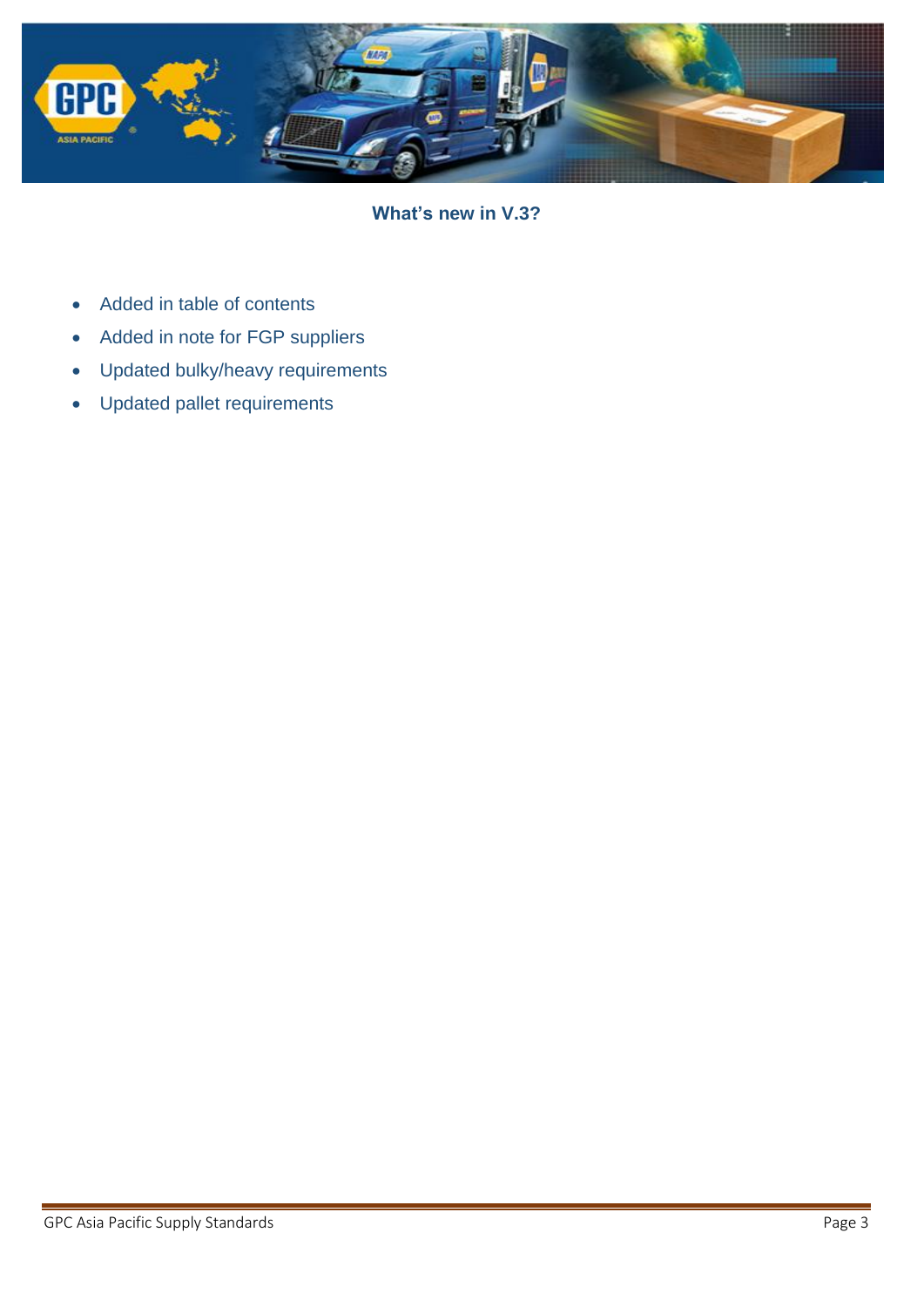## What's new in V.3?

- Added in table of contents
- Added in note for FGP suppliers
- Updated bulky/heavy requirements
- Updated pallet requirements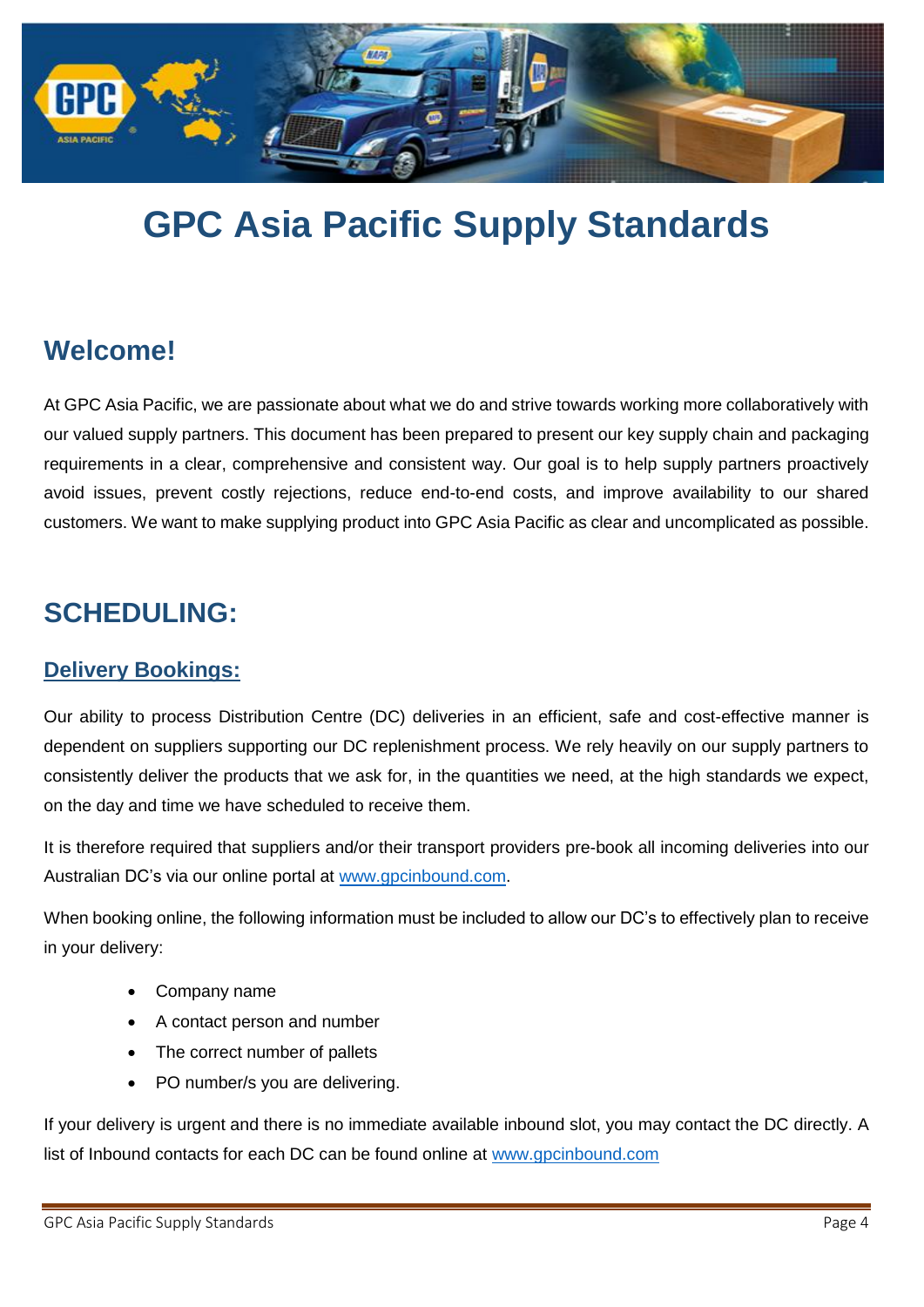# GPC Asia Pacific Supply Standards

## Welcome!

At GPC Asia Pacific, we are passionate about what we do and strive towards working more collaboratively with our valued supply partners. This document has been prepared to present our key supply chain and packaging requirements in a clear, comprehensive and consistent way. Our goal is to help supply partners proactively avoid issues, prevent costly rejections, reduce end-to-end costs, and improve availability to our shared customers. We want to make supplying product into GPC Asia Pacific as clear and uncomplicated as possible.

## SCHEDULING:

### Delivery Bookings:

Our ability to process Distribution Centre (DC) deliveries in an efficient, safe and cost-effective manner is dependent on suppliers supporting our DC replenishment process. We rely heavily on our supply partners to consistently deliver the products that we ask for, in the quantities we need, at the high standards we expect, on the day and time we have scheduled to receive them.

It is therefore required that suppliers and/or their transport providers pre-book all incoming deliveries into our Australian DC's via our online portal at www.gpcinbound.com.

When booking online, the following information must be included to allow our DC's to effectively plan to receive in your delivery:

- Company name
- A contact person and number
- The correct number of pallets
- PO number/s you are delivering.

If your delivery is urgent and there is no immediate available inbound slot, you may contact the DC directly. A list of Inbound contacts for each DC can be found online at www.gpcinbound.com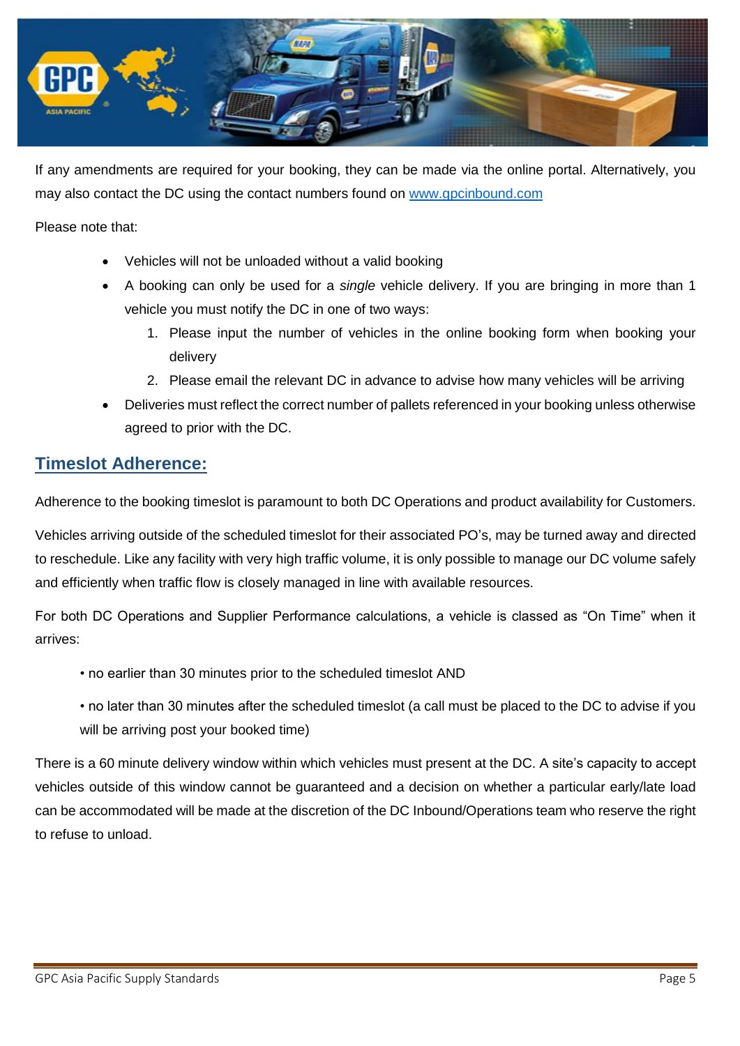If any amendments are required for your booking, they can be made via the online portal. Alternatively, you may also contact the DC using the contact numbers found on [www.gpcinbound.com](http://www.gpcinbound.com)

Please note that:

- Vehicles will not be unloaded without a valid booking
- A booking can only be used for a *single* vehicle delivery. If you are bringing in more than 1 vehicle you must notify the DC in one of two ways:
    1. Please input the number of vehicles in the online booking form when booking your delivery
    2. Please email the relevant DC in advance to advise how many vehicles will be arriving
- Deliveries must reflect the correct number of pallets referenced in your booking unless otherwise agreed to prior with the DC.

## Timeslot Adherence:

Adherence to the booking timeslot is paramount to both DC Operations and product availability for Customers.

Vehicles arriving outside of the scheduled timeslot for their associated PO's, may be turned away and directed to reschedule. Like any facility with very high traffic volume, it is only possible to manage our DC volume safely and efficiently when traffic flow is closely managed in line with available resources.

For both DC Operations and Supplier Performance calculations, a vehicle is classed as "On Time" when it arrives:

- no earlier than 30 minutes prior to the scheduled timeslot AND
- no later than 30 minutes after the scheduled timeslot (a call must be placed to the DC to advise if you will be arriving post your booked time)

There is a 60 minute delivery window within which vehicles must present at the DC. A site's capacity to accept vehicles outside of this window cannot be guaranteed and a decision on whether a particular early/late load can be accommodated will be made at the discretion of the DC Inbound/Operations team who reserve the right to refuse to unload.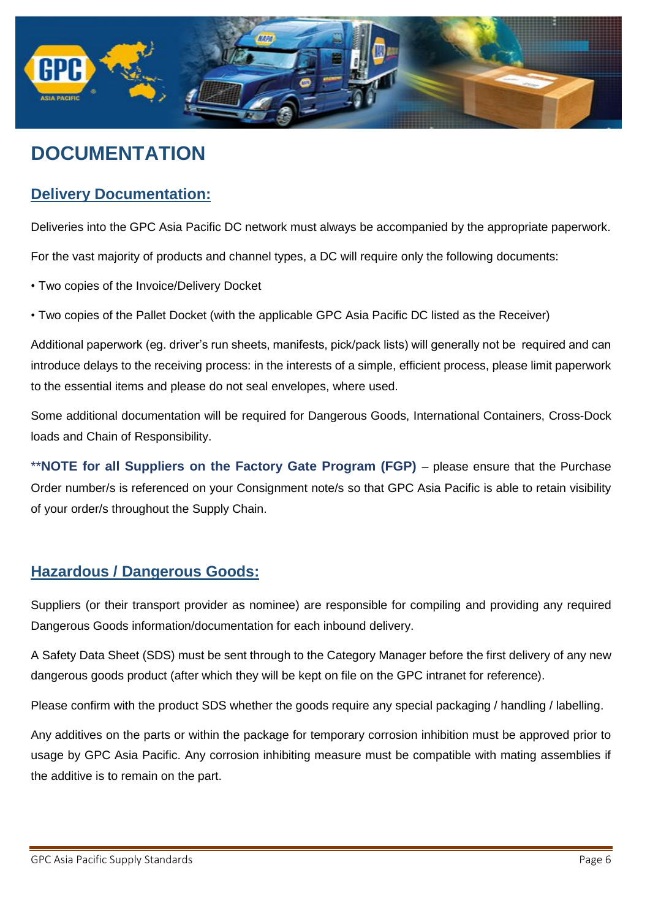# DOCUMENTATION

## Delivery Documentation:

Deliveries into the GPC Asia Pacific DC network must always be accompanied by the appropriate paperwork.

For the vast majority of products and channel types, a DC will require only the following documents:

- Two copies of the Invoice/Delivery Docket
- Two copies of the Pallet Docket (with the applicable GPC Asia Pacific DC listed as the Receiver)

Additional paperwork (eg. driver's run sheets, manifests, pick/pack lists) will generally not be required and can introduce delays to the receiving process: in the interests of a simple, efficient process, please limit paperwork to the essential items and please do not seal envelopes, where used.

Some additional documentation will be required for Dangerous Goods, International Containers, Cross-Dock loads and Chain of Responsibility.

****NOTE for all Suppliers on the Factory Gate Program (FGP)** – please ensure that the Purchase Order number/s is referenced on your Consignment note/s so that GPC Asia Pacific is able to retain visibility of your order/s throughout the Supply Chain.

## Hazardous / Dangerous Goods:

Suppliers (or their transport provider as nominee) are responsible for compiling and providing any required Dangerous Goods information/documentation for each inbound delivery.

A Safety Data Sheet (SDS) must be sent through to the Category Manager before the first delivery of any new dangerous goods product (after which they will be kept on file on the GPC intranet for reference).

Please confirm with the product SDS whether the goods require any special packaging / handling / labelling.

Any additives on the parts or within the package for temporary corrosion inhibition must be approved prior to usage by GPC Asia Pacific. Any corrosion inhibiting measure must be compatible with mating assemblies if the additive is to remain on the part.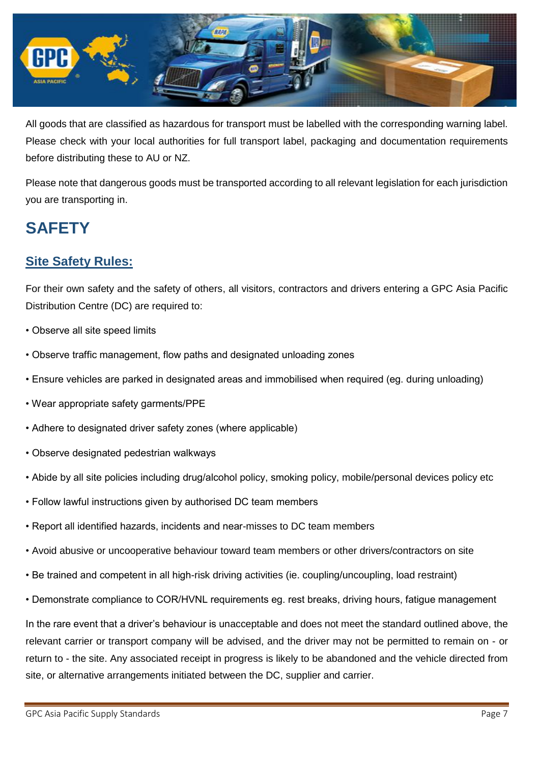All goods that are classified as hazardous for transport must be labelled with the corresponding warning label. Please check with your local authorities for full transport label, packaging and documentation requirements before distributing these to AU or NZ.

Please note that dangerous goods must be transported according to all relevant legislation for each jurisdiction you are transporting in.

# SAFETY

## Site Safety Rules:

For their own safety and the safety of others, all visitors, contractors and drivers entering a GPC Asia Pacific Distribution Centre (DC) are required to:

- Observe all site speed limits
- Observe traffic management, flow paths and designated unloading zones
- Ensure vehicles are parked in designated areas and immobilised when required (eg. during unloading)
- Wear appropriate safety garments/PPE
- Adhere to designated driver safety zones (where applicable)
- Observe designated pedestrian walkways
- Abide by all site policies including drug/alcohol policy, smoking policy, mobile/personal devices policy etc
- Follow lawful instructions given by authorised DC team members
- Report all identified hazards, incidents and near-misses to DC team members
- Avoid abusive or uncooperative behaviour toward team members or other drivers/contractors on site
- Be trained and competent in all high-risk driving activities (ie. coupling/uncoupling, load restraint)
- Demonstrate compliance to COR/HVNL requirements eg. rest breaks, driving hours, fatigue management

In the rare event that a driver's behaviour is unacceptable and does not meet the standard outlined above, the relevant carrier or transport company will be advised, and the driver may not be permitted to remain on - or return to - the site. Any associated receipt in progress is likely to be abandoned and the vehicle directed from site, or alternative arrangements initiated between the DC, supplier and carrier.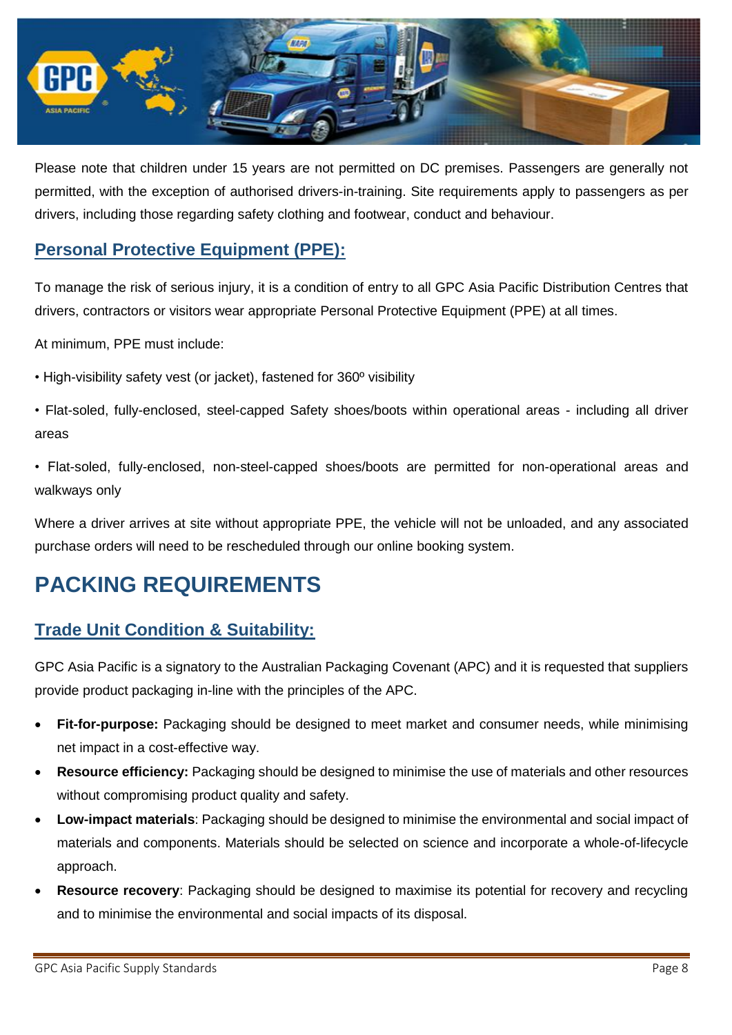Please note that children under 15 years are not permitted on DC premises. Passengers are generally not permitted, with the exception of authorised drivers-in-training. Site requirements apply to passengers as per drivers, including those regarding safety clothing and footwear, conduct and behaviour.

### Personal Protective Equipment (PPE):

To manage the risk of serious injury, it is a condition of entry to all GPC Asia Pacific Distribution Centres that drivers, contractors or visitors wear appropriate Personal Protective Equipment (PPE) at all times.

At minimum, PPE must include:

- High-visibility safety vest (or jacket), fastened for 360º visibility
- Flat-soled, fully-enclosed, steel-capped Safety shoes/boots within operational areas - including all driver areas
- Flat-soled, fully-enclosed, non-steel-capped shoes/boots are permitted for non-operational areas and walkways only

Where a driver arrives at site without appropriate PPE, the vehicle will not be unloaded, and any associated purchase orders will need to be rescheduled through our online booking system.

## PACKING REQUIREMENTS

### Trade Unit Condition & Suitability:

GPC Asia Pacific is a signatory to the Australian Packaging Covenant (APC) and it is requested that suppliers provide product packaging in-line with the principles of the APC.

- **Fit-for-purpose:** Packaging should be designed to meet market and consumer needs, while minimising net impact in a cost-effective way.
- **Resource efficiency:** Packaging should be designed to minimise the use of materials and other resources without compromising product quality and safety.
- **Low-impact materials**: Packaging should be designed to minimise the environmental and social impact of materials and components. Materials should be selected on science and incorporate a whole-of-lifecycle approach.
- **Resource recovery**: Packaging should be designed to maximise its potential for recovery and recycling and to minimise the environmental and social impacts of its disposal.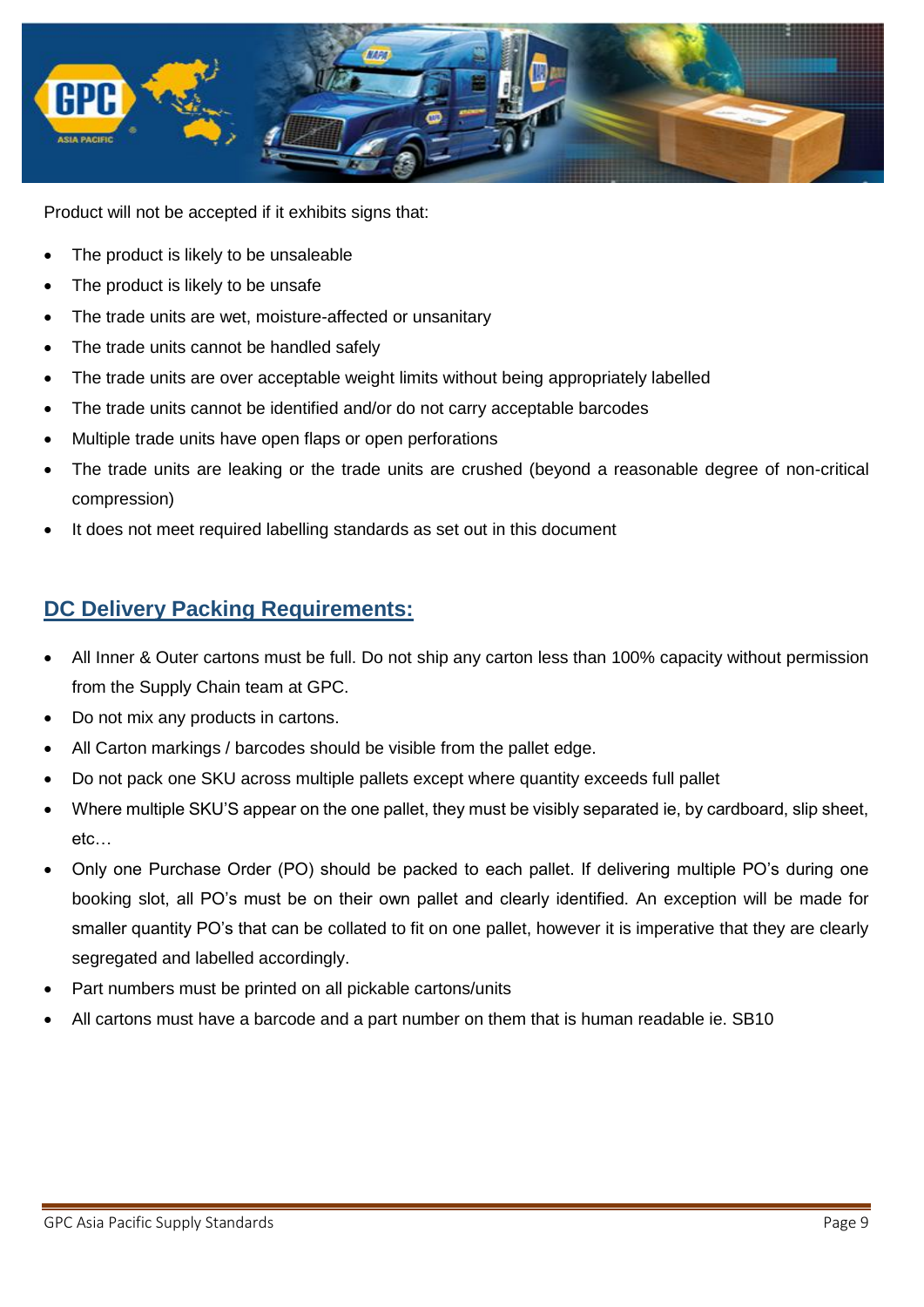Product will not be accepted if it exhibits signs that:

- The product is likely to be unsaleable
- The product is likely to be unsafe
- The trade units are wet, moisture-affected or unsanitary
- The trade units cannot be handled safely
- The trade units are over acceptable weight limits without being appropriately labelled
- The trade units cannot be identified and/or do not carry acceptable barcodes
- Multiple trade units have open flaps or open perforations
- The trade units are leaking or the trade units are crushed (beyond a reasonable degree of non-critical compression)
- It does not meet required labelling standards as set out in this document

## DC Delivery Packing Requirements:

- All Inner & Outer cartons must be full. Do not ship any carton less than 100% capacity without permission from the Supply Chain team at GPC.
- Do not mix any products in cartons.
- All Carton markings / barcodes should be visible from the pallet edge.
- Do not pack one SKU across multiple pallets except where quantity exceeds full pallet
- Where multiple SKU'S appear on the one pallet, they must be visibly separated ie, by cardboard, slip sheet, etc…
- Only one Purchase Order (PO) should be packed to each pallet. If delivering multiple PO's during one booking slot, all PO's must be on their own pallet and clearly identified. An exception will be made for smaller quantity PO's that can be collated to fit on one pallet, however it is imperative that they are clearly segregated and labelled accordingly.
- Part numbers must be printed on all pickable cartons/units
- All cartons must have a barcode and a part number on them that is human readable ie. SB10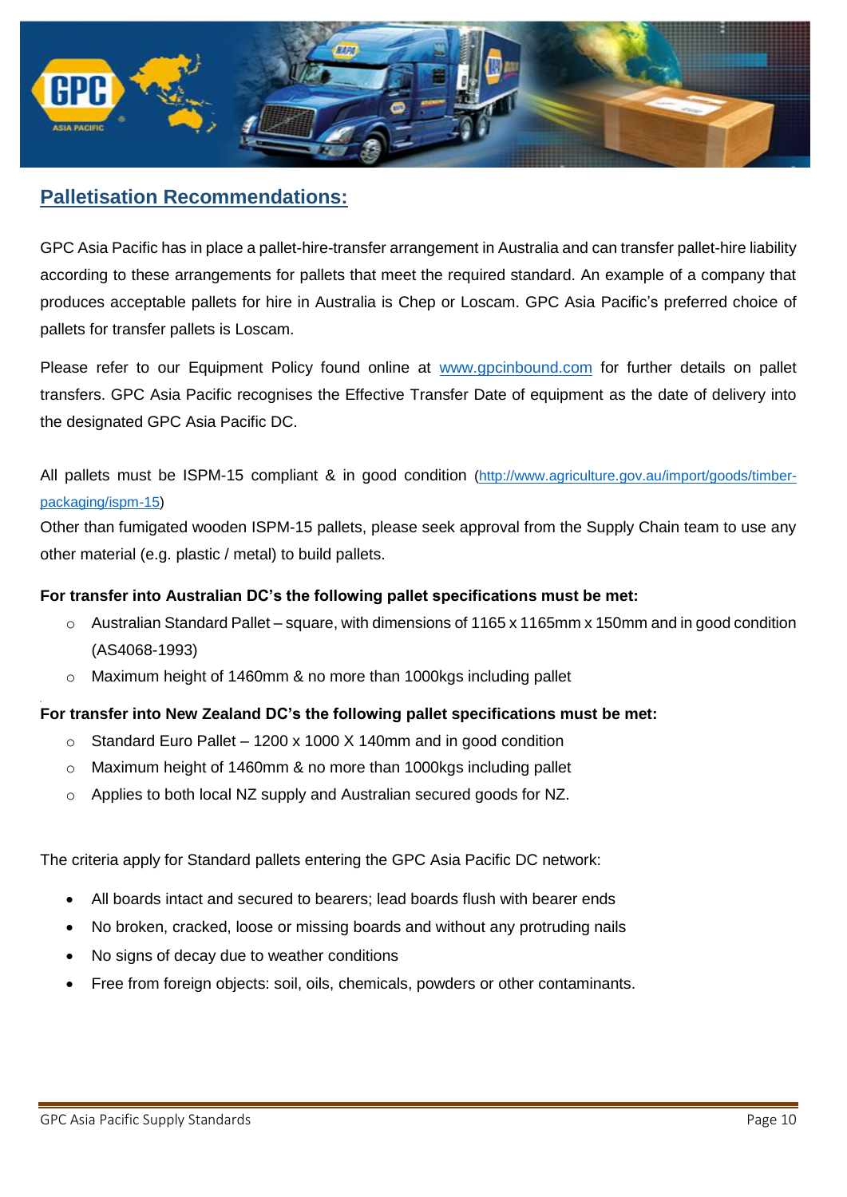## Palletisation Recommendations:

GPC Asia Pacific has in place a pallet-hire-transfer arrangement in Australia and can transfer pallet-hire liability according to these arrangements for pallets that meet the required standard. An example of a company that produces acceptable pallets for hire in Australia is Chep or Loscam. GPC Asia Pacific's preferred choice of pallets for transfer pallets is Loscam.

Please refer to our Equipment Policy found online at [www.gpcinbound.com](www.gpcinbound.com) for further details on pallet transfers. GPC Asia Pacific recognises the Effective Transfer Date of equipment as the date of delivery into the designated GPC Asia Pacific DC.

All pallets must be ISPM-15 compliant & in good condition ([http://www.agriculture.gov.au/import/goods/timber-packaging/ispm-15](http://www.agriculture.gov.au/import/goods/timber-packaging/ispm-15))
Other than fumigated wooden ISPM-15 pallets, please seek approval from the Supply Chain team to use any other material (e.g. plastic / metal) to build pallets.

**For transfer into Australian DC's the following pallet specifications must be met:**

- Australian Standard Pallet – square, with dimensions of 1165 x 1165mm x 150mm and in good condition (AS4068-1993)
- Maximum height of 1460mm & no more than 1000kgs including pallet

**For transfer into New Zealand DC's the following pallet specifications must be met:**

- Standard Euro Pallet – 1200 x 1000 X 140mm and in good condition
- Maximum height of 1460mm & no more than 1000kgs including pallet
- Applies to both local NZ supply and Australian secured goods for NZ.

The criteria apply for Standard pallets entering the GPC Asia Pacific DC network:

- All boards intact and secured to bearers; lead boards flush with bearer ends
- No broken, cracked, loose or missing boards and without any protruding nails
- No signs of decay due to weather conditions
- Free from foreign objects: soil, oils, chemicals, powders or other contaminants.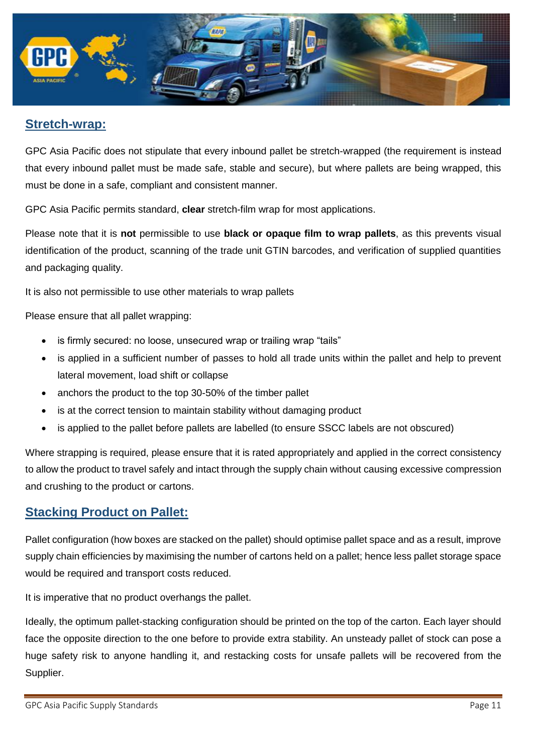## Stretch-wrap:

GPC Asia Pacific does not stipulate that every inbound pallet be stretch-wrapped (the requirement is instead that every inbound pallet must be made safe, stable and secure), but where pallets are being wrapped, this must be done in a safe, compliant and consistent manner.

GPC Asia Pacific permits standard, **clear** stretch-film wrap for most applications.

Please note that it is **not** permissible to use **black or opaque film to wrap pallets**, as this prevents visual identification of the product, scanning of the trade unit GTIN barcodes, and verification of supplied quantities and packaging quality.

It is also not permissible to use other materials to wrap pallets

Please ensure that all pallet wrapping:

- is firmly secured: no loose, unsecured wrap or trailing wrap "tails"
- is applied in a sufficient number of passes to hold all trade units within the pallet and help to prevent lateral movement, load shift or collapse
- anchors the product to the top 30-50% of the timber pallet
- is at the correct tension to maintain stability without damaging product
- is applied to the pallet before pallets are labelled (to ensure SSCC labels are not obscured)

Where strapping is required, please ensure that it is rated appropriately and applied in the correct consistency to allow the product to travel safely and intact through the supply chain without causing excessive compression and crushing to the product or cartons.

## Stacking Product on Pallet:

Pallet configuration (how boxes are stacked on the pallet) should optimise pallet space and as a result, improve supply chain efficiencies by maximising the number of cartons held on a pallet; hence less pallet storage space would be required and transport costs reduced.

It is imperative that no product overhangs the pallet.

Ideally, the optimum pallet-stacking configuration should be printed on the top of the carton. Each layer should face the opposite direction to the one before to provide extra stability. An unsteady pallet of stock can pose a huge safety risk to anyone handling it, and restacking costs for unsafe pallets will be recovered from the Supplier.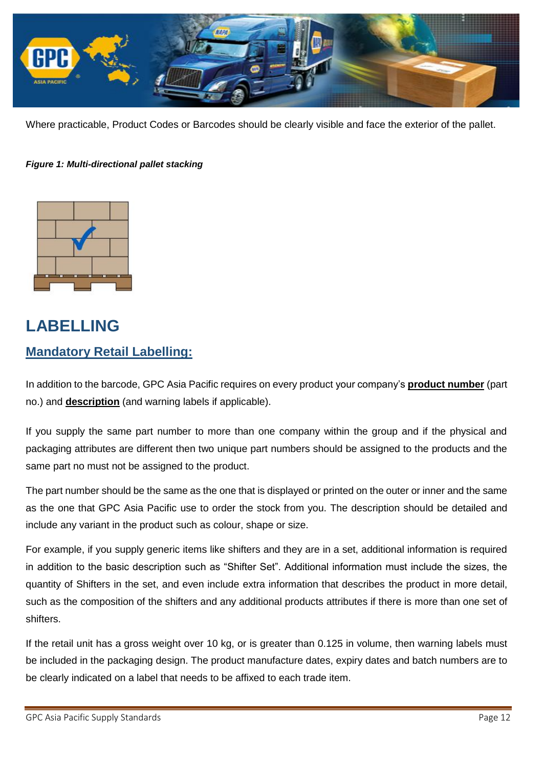Where practicable, Product Codes or Barcodes should be clearly visible and face the exterior of the pallet.

***Figure 1: Multi-directional pallet stacking***

# LABELLING

## Mandatory Retail Labelling:

In addition to the barcode, GPC Asia Pacific requires on every product your company's **product number** (part no.) and **description** (and warning labels if applicable).

If you supply the same part number to more than one company within the group and if the physical and packaging attributes are different then two unique part numbers should be assigned to the products and the same part no must not be assigned to the product.

The part number should be the same as the one that is displayed or printed on the outer or inner and the same as the one that GPC Asia Pacific use to order the stock from you. The description should be detailed and include any variant in the product such as colour, shape or size.

For example, if you supply generic items like shifters and they are in a set, additional information is required in addition to the basic description such as "Shifter Set". Additional information must include the sizes, the quantity of Shifters in the set, and even include extra information that describes the product in more detail, such as the composition of the shifters and any additional products attributes if there is more than one set of shifters.

If the retail unit has a gross weight over 10 kg, or is greater than 0.125 in volume, then warning labels must be included in the packaging design. The product manufacture dates, expiry dates and batch numbers are to be clearly indicated on a label that needs to be affixed to each trade item.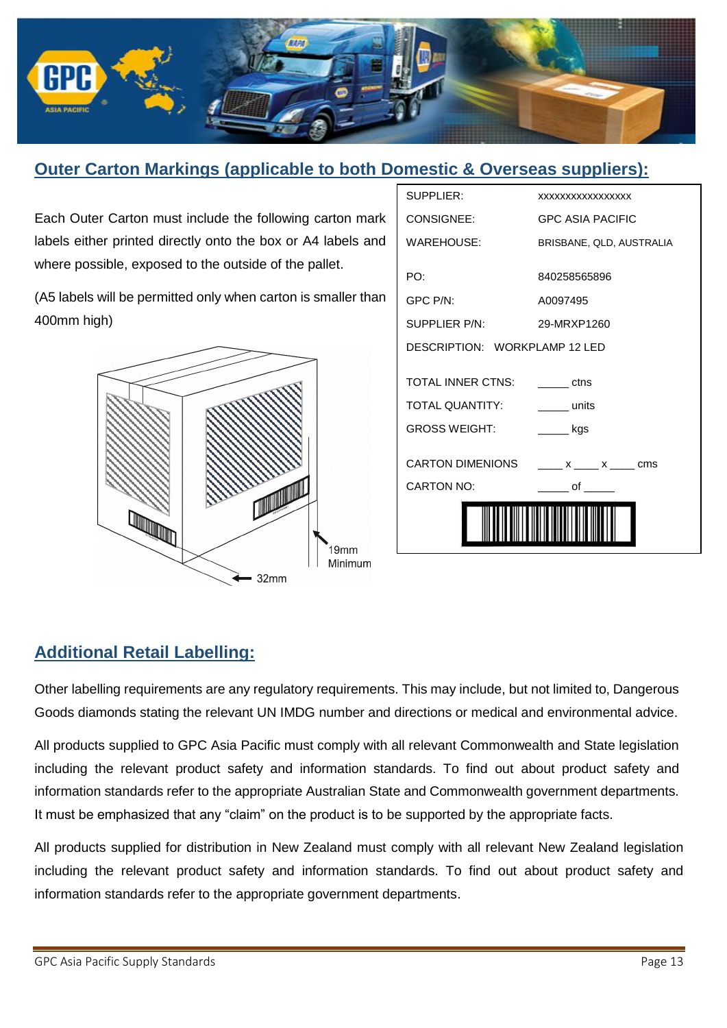## Outer Carton Markings (applicable to both Domestic & Overseas suppliers):

Each Outer Carton must include the following carton mark labels either printed directly onto the box or A4 labels and where possible, exposed to the outside of the pallet.

(A5 labels will be permitted only when carton is smaller than 400mm high)

19mm Minimum

32mm

| | |
|---|---|
| SUPPLIER: | xxxxxxxxxxxxxxxx |
| CONSIGNEE: | GPC ASIA PACIFIC |
| WAREHOUSE: | BRISBANE, QLD, AUSTRALIA |
| PO: | 840258565896 |
| GPC P/N: | A0097495 |
| SUPPLIER P/N: | 29-MRXP1260 |
| DESCRIPTION: WORKPLAMP 12 LED | |
| TOTAL INNER CTNS: | _____ ctns |
| TOTAL QUANTITY: | _____ units |
| GROSS WEIGHT: | _____ kgs |
| CARTON DIMENIONS | ____ x ____ x ____ cms |
| CARTON NO: | _____ of _____ |

## Additional Retail Labelling:

Other labelling requirements are any regulatory requirements. This may include, but not limited to, Dangerous Goods diamonds stating the relevant UN IMDG number and directions or medical and environmental advice.

All products supplied to GPC Asia Pacific must comply with all relevant Commonwealth and State legislation including the relevant product safety and information standards. To find out about product safety and information standards refer to the appropriate Australian State and Commonwealth government departments. It must be emphasized that any "claim" on the product is to be supported by the appropriate facts.

All products supplied for distribution in New Zealand must comply with all relevant New Zealand legislation including the relevant product safety and information standards. To find out about product safety and information standards refer to the appropriate government departments.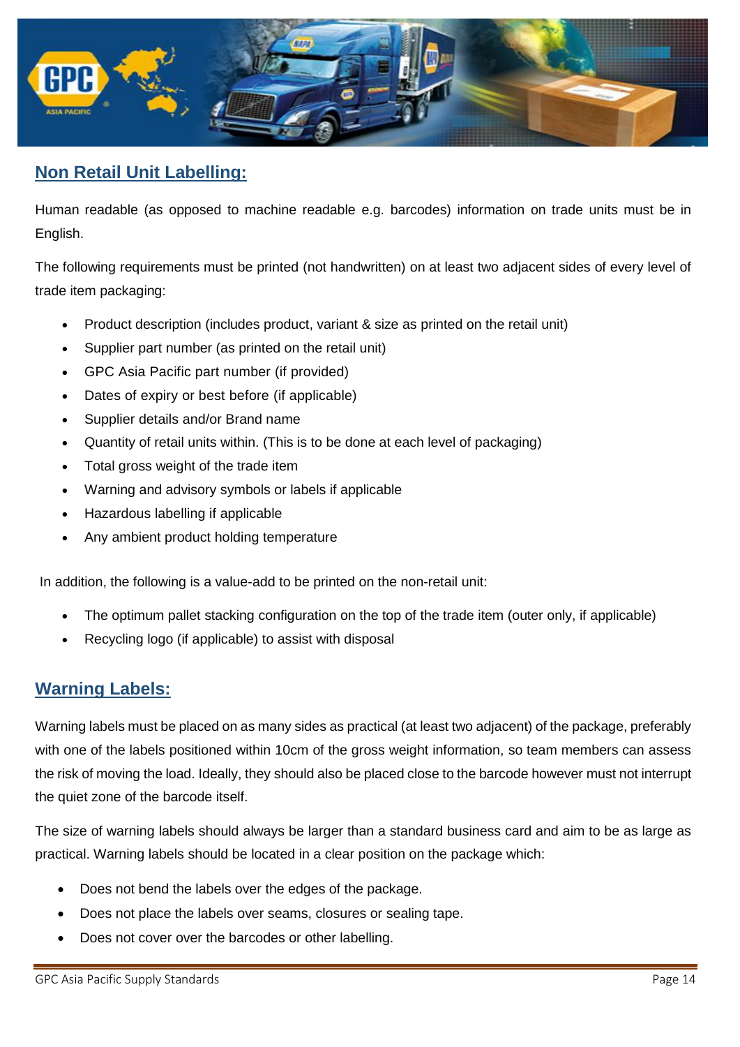## Non Retail Unit Labelling:

Human readable (as opposed to machine readable e.g. barcodes) information on trade units must be in English.

The following requirements must be printed (not handwritten) on at least two adjacent sides of every level of trade item packaging:

- Product description (includes product, variant & size as printed on the retail unit)
- Supplier part number (as printed on the retail unit)
- GPC Asia Pacific part number (if provided)
- Dates of expiry or best before (if applicable)
- Supplier details and/or Brand name
- Quantity of retail units within. (This is to be done at each level of packaging)
- Total gross weight of the trade item
- Warning and advisory symbols or labels if applicable
- Hazardous labelling if applicable
- Any ambient product holding temperature

In addition, the following is a value-add to be printed on the non-retail unit:

- The optimum pallet stacking configuration on the top of the trade item (outer only, if applicable)
- Recycling logo (if applicable) to assist with disposal

## Warning Labels:

Warning labels must be placed on as many sides as practical (at least two adjacent) of the package, preferably with one of the labels positioned within 10cm of the gross weight information, so team members can assess the risk of moving the load. Ideally, they should also be placed close to the barcode however must not interrupt the quiet zone of the barcode itself.

The size of warning labels should always be larger than a standard business card and aim to be as large as practical. Warning labels should be located in a clear position on the package which:

- Does not bend the labels over the edges of the package.
- Does not place the labels over seams, closures or sealing tape.
- Does not cover over the barcodes or other labelling.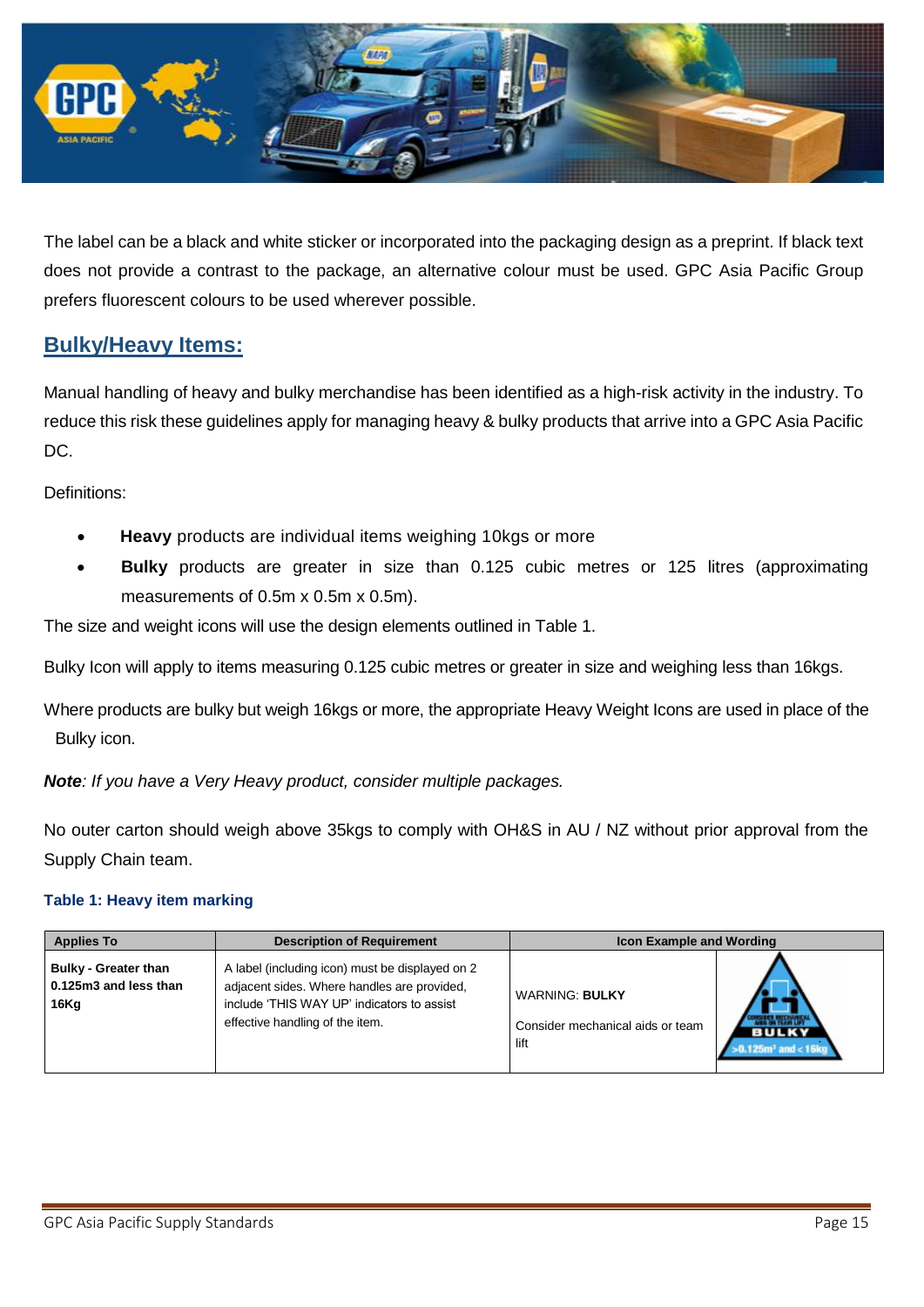The label can be a black and white sticker or incorporated into the packaging design as a preprint. If black text does not provide a contrast to the package, an alternative colour must be used. GPC Asia Pacific Group prefers fluorescent colours to be used wherever possible.

## Bulky/Heavy Items:

Manual handling of heavy and bulky merchandise has been identified as a high-risk activity in the industry. To reduce this risk these guidelines apply for managing heavy & bulky products that arrive into a GPC Asia Pacific DC.

Definitions:

- **Heavy** products are individual items weighing 10kgs or more
- **Bulky** products are greater in size than 0.125 cubic metres or 125 litres (approximating measurements of 0.5m x 0.5m x 0.5m).

The size and weight icons will use the design elements outlined in Table 1.

Bulky Icon will apply to items measuring 0.125 cubic metres or greater in size and weighing less than 16kgs.

Where products are bulky but weigh 16kgs or more, the appropriate Heavy Weight Icons are used in place of the Bulky icon.

***Note**: If you have a Very Heavy product, consider multiple packages.*

No outer carton should weigh above 35kgs to comply with OH&S in AU / NZ without prior approval from the Supply Chain team.

**Table 1: Heavy item marking**

| Applies To | Description of Requirement | Icon Example and Wording | |
|---|---|---|---|
| **Bulky - Greater than 0.125m3 and less than 16Kg** | A label (including icon) must be displayed on 2 adjacent sides. Where handles are provided, include 'THIS WAY UP' indicators to assist effective handling of the item. | WARNING: **BULKY**<br><br>Consider mechanical aids or team lift | CONSIDER MECHANICAL AIDS OR TEAM LIFT<br>BULKY<br>>0.125m³ and < 16kg |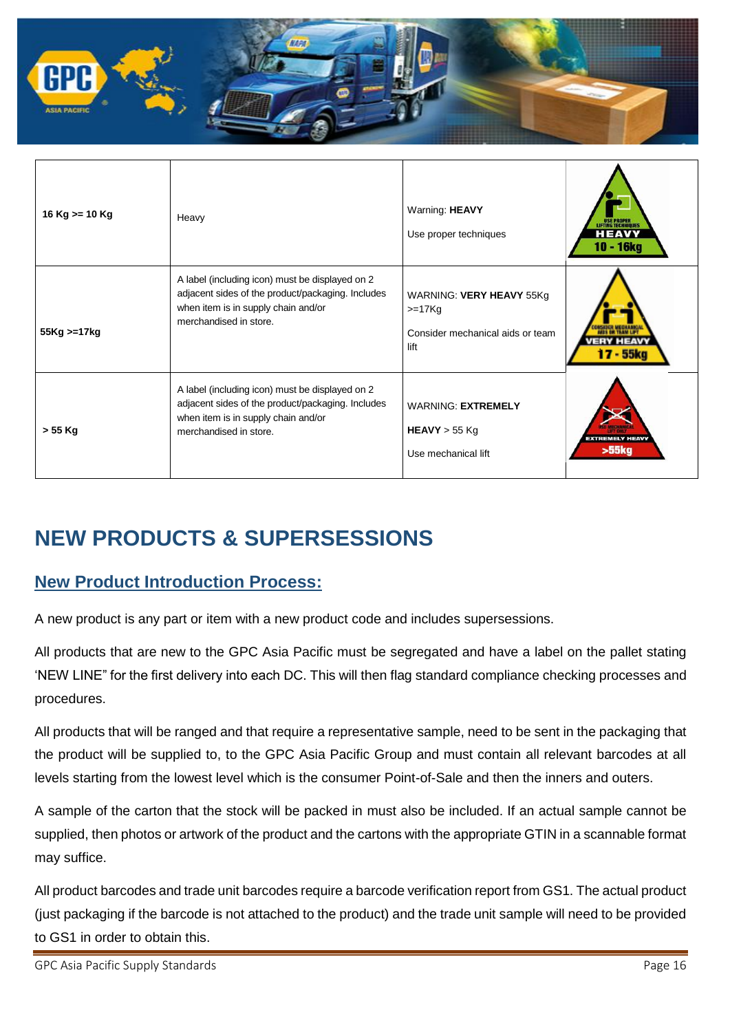| 16 Kg >= 10 Kg | Heavy | Warning: **HEAVY**<br><br>Use proper techniques | USE PROPER LIFTING TECHNIQUES HEAVY 10 - 16kg |
|---|---|---|---|
| 55Kg >=17kg | A label (including icon) must be displayed on 2 adjacent sides of the product/packaging. Includes when item is in supply chain and/or merchandised in store. | WARNING: **VERY HEAVY** 55Kg >=17Kg<br><br>Consider mechanical aids or team lift | CONSIDER MECHANICAL AIDS OR TEAM LIFT VERY HEAVY 17 - 55kg |
| > 55 Kg | A label (including icon) must be displayed on 2 adjacent sides of the product/packaging. Includes when item is in supply chain and/or merchandised in store. | WARNING: **EXTREMELY HEAVY** > 55 Kg<br><br>Use mechanical lift | USE MECHANICAL LIFT ONLY EXTREMELY HEAVY >55kg |

# NEW PRODUCTS & SUPERSESSIONS

## New Product Introduction Process:

A new product is any part or item with a new product code and includes supersessions.

All products that are new to the GPC Asia Pacific must be segregated and have a label on the pallet stating 'NEW LINE" for the first delivery into each DC. This will then flag standard compliance checking processes and procedures.

All products that will be ranged and that require a representative sample, need to be sent in the packaging that the product will be supplied to, to the GPC Asia Pacific Group and must contain all relevant barcodes at all levels starting from the lowest level which is the consumer Point-of-Sale and then the inners and outers.

A sample of the carton that the stock will be packed in must also be included. If an actual sample cannot be supplied, then photos or artwork of the product and the cartons with the appropriate GTIN in a scannable format may suffice.

All product barcodes and trade unit barcodes require a barcode verification report from GS1. The actual product (just packaging if the barcode is not attached to the product) and the trade unit sample will need to be provided to GS1 in order to obtain this.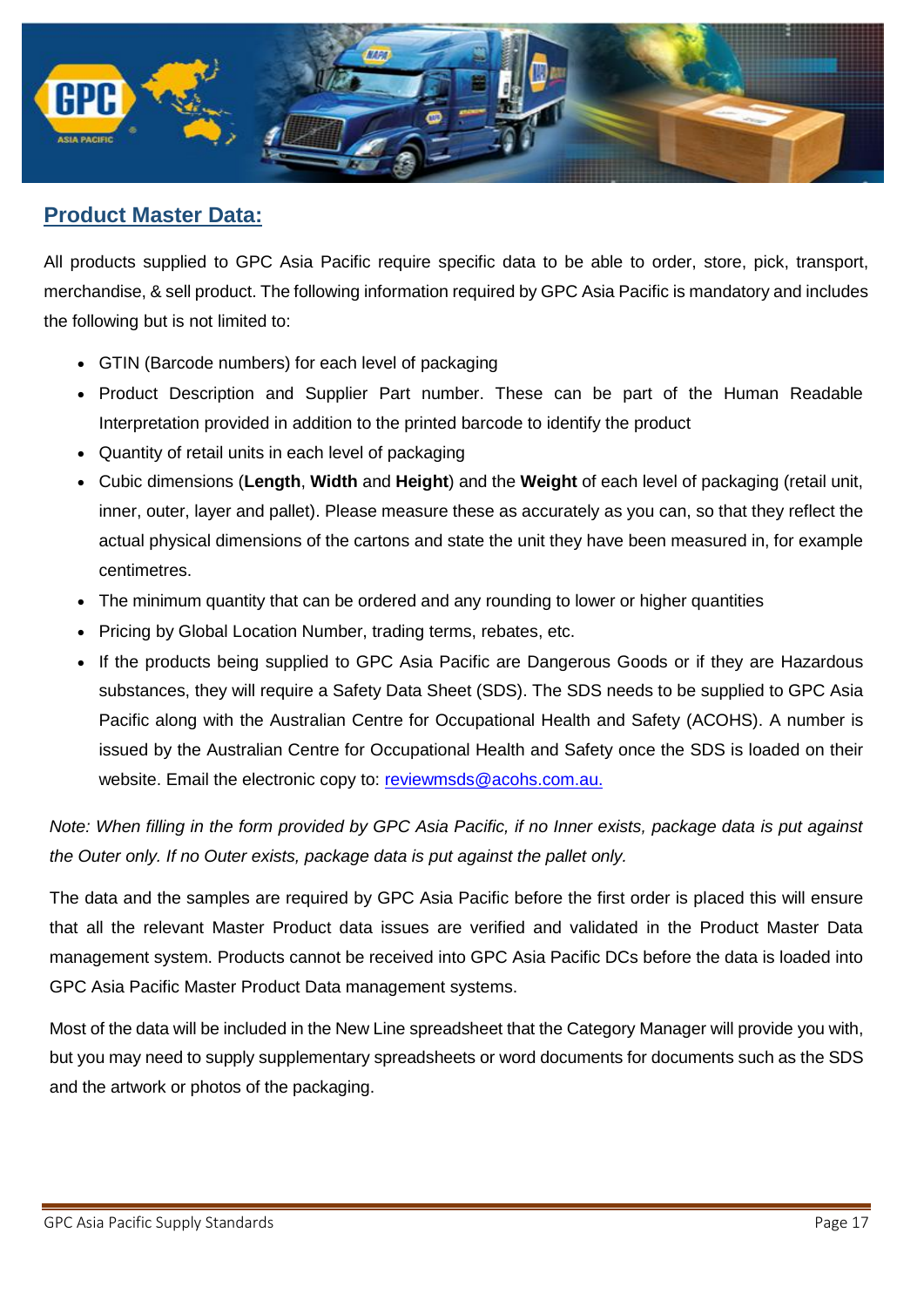## Product Master Data:

All products supplied to GPC Asia Pacific require specific data to be able to order, store, pick, transport, merchandise, & sell product. The following information required by GPC Asia Pacific is mandatory and includes the following but is not limited to:

- GTIN (Barcode numbers) for each level of packaging
- Product Description and Supplier Part number. These can be part of the Human Readable Interpretation provided in addition to the printed barcode to identify the product
- Quantity of retail units in each level of packaging
- Cubic dimensions (**Length**, **Width** and **Height**) and the **Weight** of each level of packaging (retail unit, inner, outer, layer and pallet). Please measure these as accurately as you can, so that they reflect the actual physical dimensions of the cartons and state the unit they have been measured in, for example centimetres.
- The minimum quantity that can be ordered and any rounding to lower or higher quantities
- Pricing by Global Location Number, trading terms, rebates, etc.
- If the products being supplied to GPC Asia Pacific are Dangerous Goods or if they are Hazardous substances, they will require a Safety Data Sheet (SDS). The SDS needs to be supplied to GPC Asia Pacific along with the Australian Centre for Occupational Health and Safety (ACOHS). A number is issued by the Australian Centre for Occupational Health and Safety once the SDS is loaded on their website. Email the electronic copy to: reviewmsds@acohs.com.au.

*Note: When filling in the form provided by GPC Asia Pacific, if no Inner exists, package data is put against the Outer only. If no Outer exists, package data is put against the pallet only.*

The data and the samples are required by GPC Asia Pacific before the first order is placed this will ensure that all the relevant Master Product data issues are verified and validated in the Product Master Data management system. Products cannot be received into GPC Asia Pacific DCs before the data is loaded into GPC Asia Pacific Master Product Data management systems.

Most of the data will be included in the New Line spreadsheet that the Category Manager will provide you with, but you may need to supply supplementary spreadsheets or word documents for documents such as the SDS and the artwork or photos of the packaging.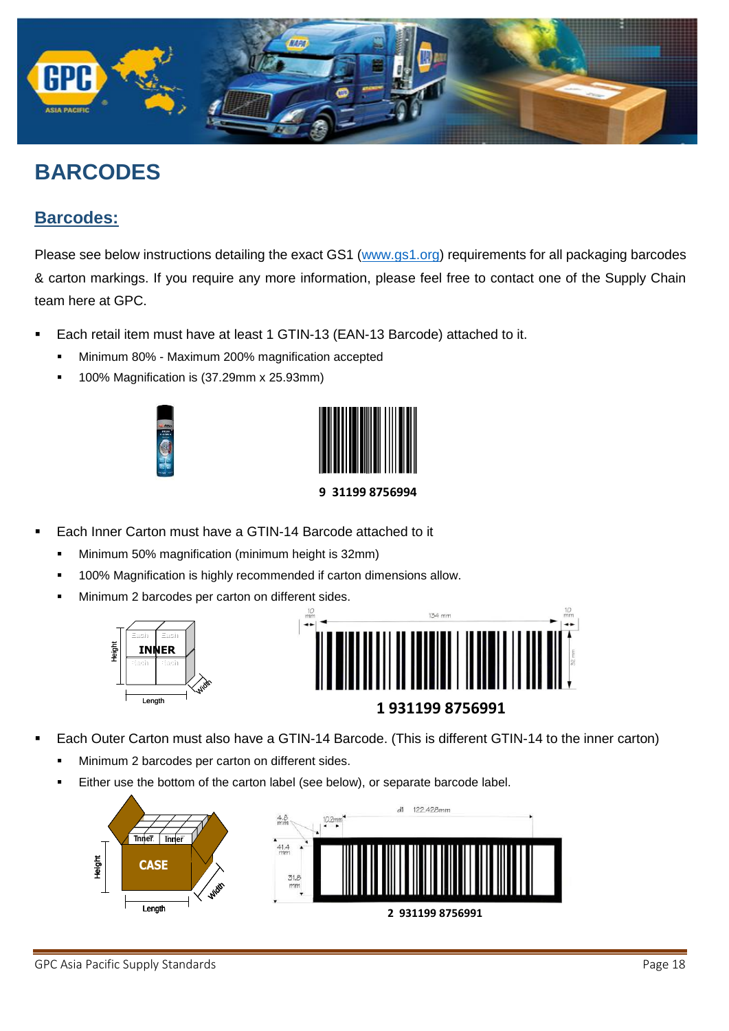# BARCODES

## Barcodes:

Please see below instructions detailing the exact GS1 (www.gs1.org) requirements for all packaging barcodes & carton markings. If you require any more information, please feel free to contact one of the Supply Chain team here at GPC.

- Each retail item must have at least 1 GTIN-13 (EAN-13 Barcode) attached to it.
  - Minimum 80% - Maximum 200% magnification accepted
  - 100% Magnification is (37.29mm x 25.93mm)

9 31199 8756994

- Each Inner Carton must have a GTIN-14 Barcode attached to it
  - Minimum 50% magnification (minimum height is 32mm)
  - 100% Magnification is highly recommended if carton dimensions allow.
  - Minimum 2 barcodes per carton on different sides.

1 931199 8756991

- Each Outer Carton must also have a GTIN-14 Barcode. (This is different GTIN-14 to the inner carton)
  - Minimum 2 barcodes per carton on different sides.
  - Either use the bottom of the carton label (see below), or separate barcode label.

2 931199 8756991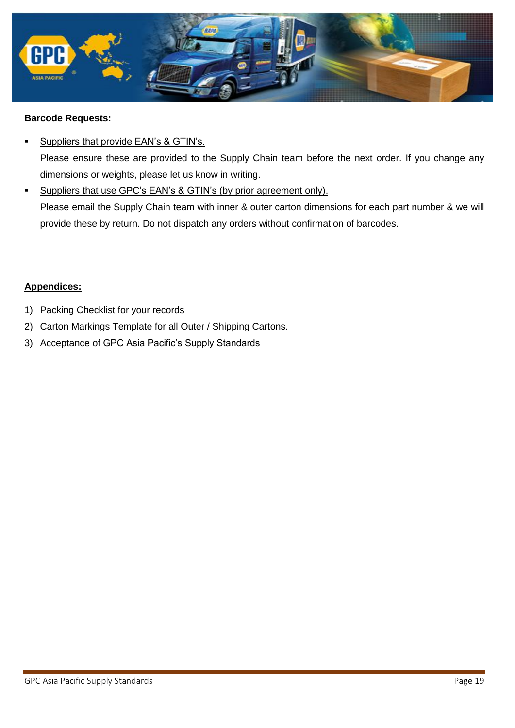**Barcode Requests:**

- Suppliers that provide EAN's & GTIN's.
  Please ensure these are provided to the Supply Chain team before the next order. If you change any dimensions or weights, please let us know in writing.
- Suppliers that use GPC's EAN's & GTIN's (by prior agreement only).
  Please email the Supply Chain team with inner & outer carton dimensions for each part number & we will provide these by return. Do not dispatch any orders without confirmation of barcodes.

**Appendices:**

1) Packing Checklist for your records
2) Carton Markings Template for all Outer / Shipping Cartons.
3) Acceptance of GPC Asia Pacific's Supply Standards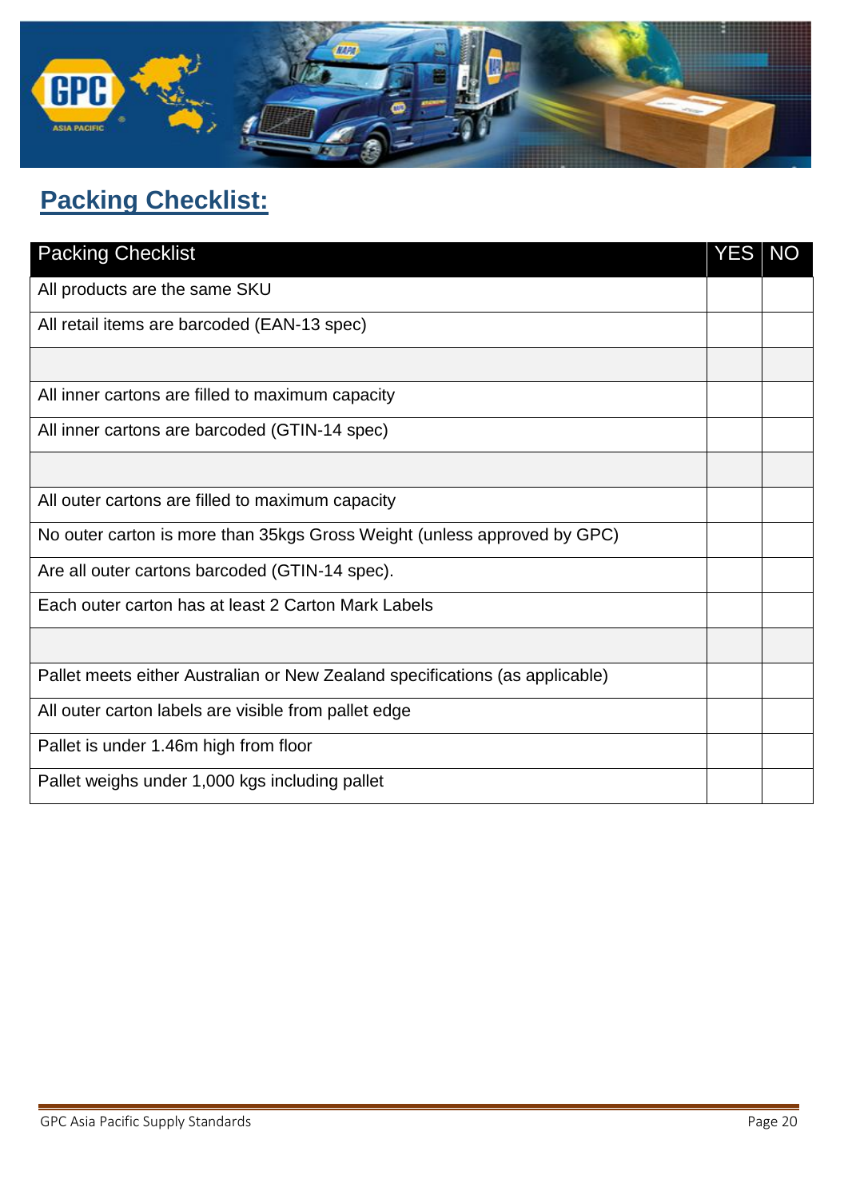## Packing Checklist:

| Packing Checklist | YES | NO |
|---|---|---|
| All products are the same SKU | | |
| All retail items are barcoded (EAN-13 spec) | | |
| | | |
| All inner cartons are filled to maximum capacity | | |
| All inner cartons are barcoded (GTIN-14 spec) | | |
| | | |
| All outer cartons are filled to maximum capacity | | |
| No outer carton is more than 35kgs Gross Weight (unless approved by GPC) | | |
| Are all outer cartons barcoded (GTIN-14 spec). | | |
| Each outer carton has at least 2 Carton Mark Labels | | |
| | | |
| Pallet meets either Australian or New Zealand specifications (as applicable) | | |
| All outer carton labels are visible from pallet edge | | |
| Pallet is under 1.46m high from floor | | |
| Pallet weighs under 1,000 kgs including pallet | | |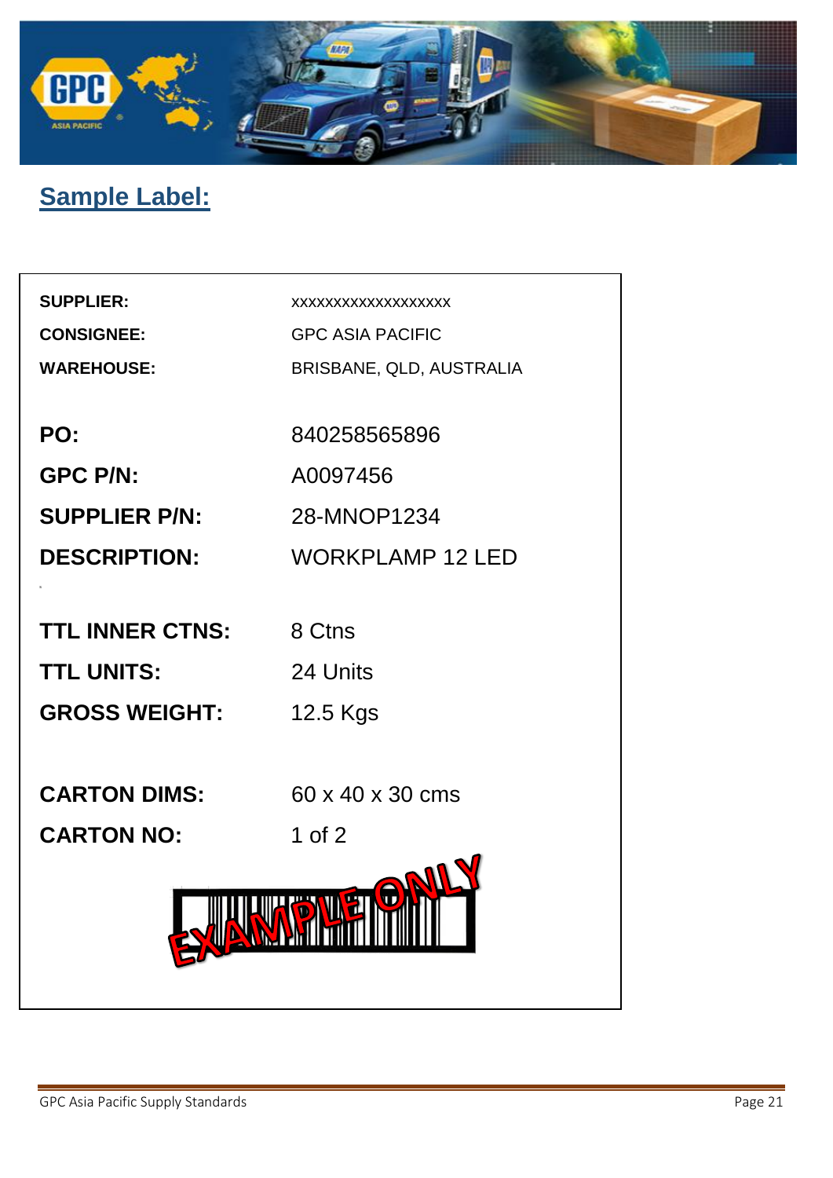## Sample Label:

| | |
|---|---|
| **SUPPLIER:** | xxxxxxxxxxxxxxxxxxx |
| **CONSIGNEE:** | GPC ASIA PACIFIC |
| **WAREHOUSE:** | BRISBANE, QLD, AUSTRALIA |
| **PO:** | 840258565896 |
| **GPC P/N:** | A0097456 |
| **SUPPLIER P/N:** | 28-MNOP1234 |
| **DESCRIPTION:** | WORKPLAMP 12 LED |
| **TTL INNER CTNS:** | 8 Ctns |
| **TTL UNITS:** | 24 Units |
| **GROSS WEIGHT:** | 12.5 Kgs |
| **CARTON DIMS:** | 60 x 40 x 30 cms |
| **CARTON NO:** | 1 of 2 |

EXAMPLE ONLY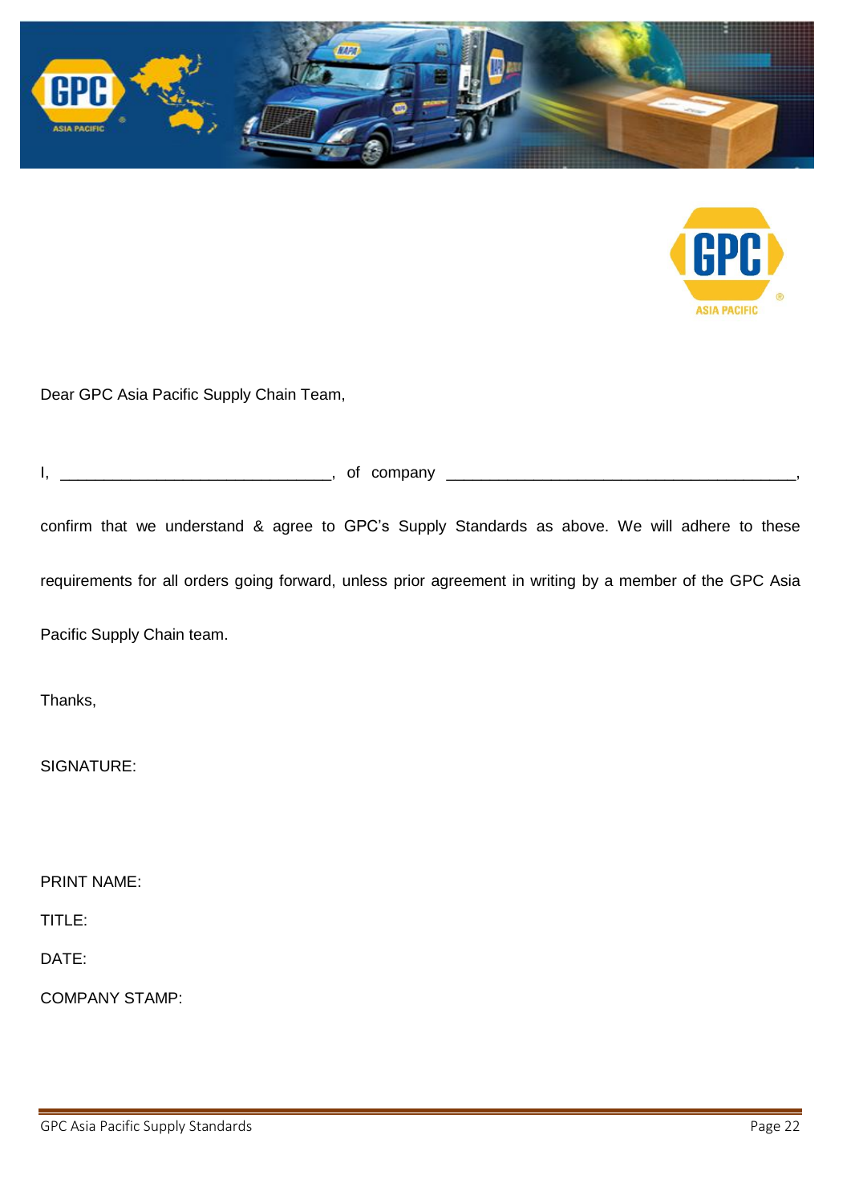Dear GPC Asia Pacific Supply Chain Team,

I, ______________________________, of company ________________________________________,

confirm that we understand & agree to GPC's Supply Standards as above. We will adhere to these requirements for all orders going forward, unless prior agreement in writing by a member of the GPC Asia Pacific Supply Chain team.

Thanks,

SIGNATURE:

PRINT NAME:

TITLE:

DATE:

COMPANY STAMP: